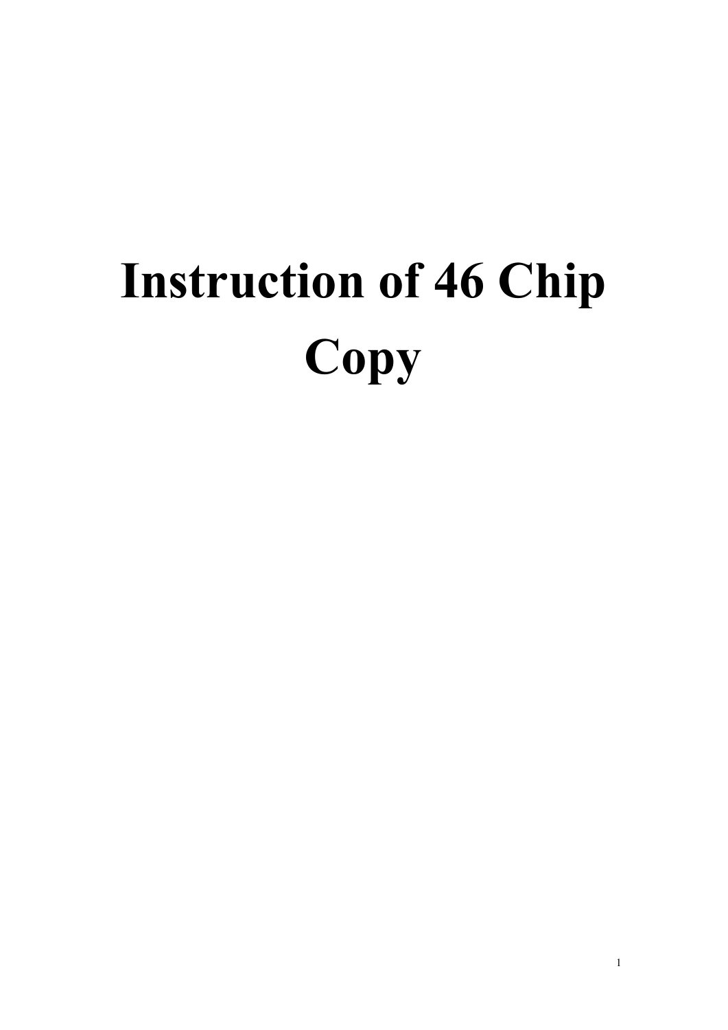# Instruction of 46 Chip Copy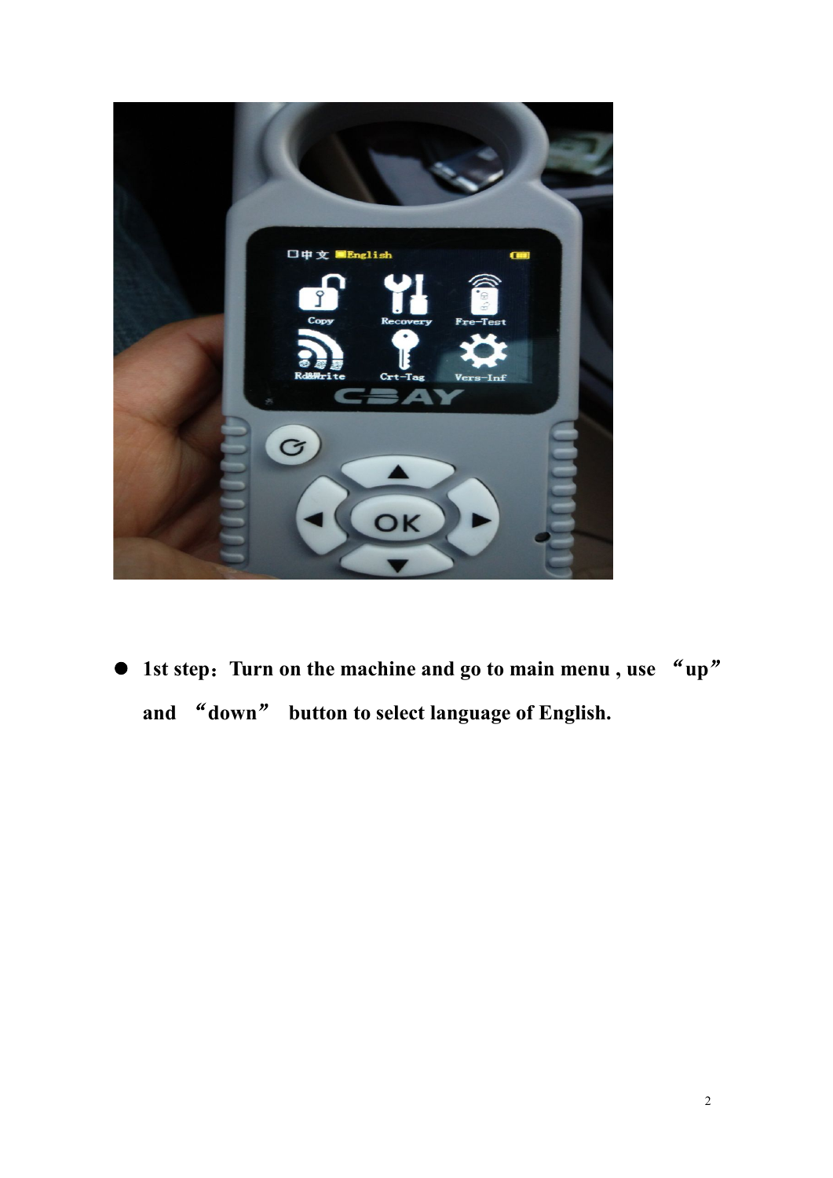- **1st step：Turn on the machine and go to main menu , use “up” and “down” button to select language of English.**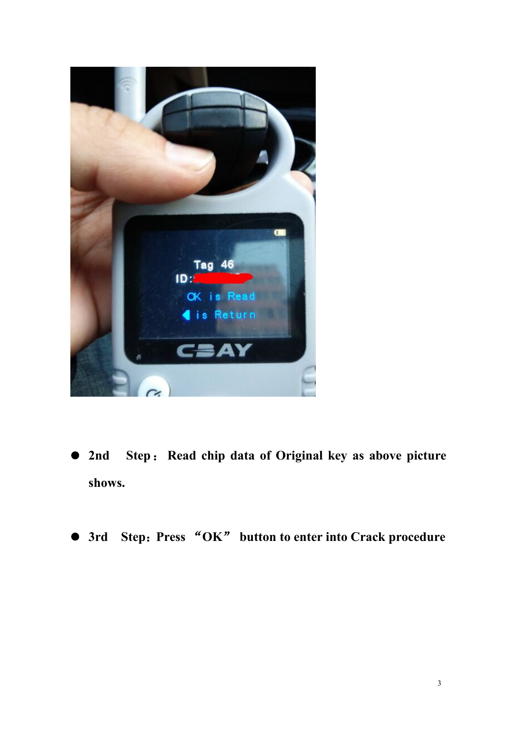- **2nd Step：Read chip data of Original key as above picture shows.**

- **3rd Step：Press “OK” button to enter into Crack procedure**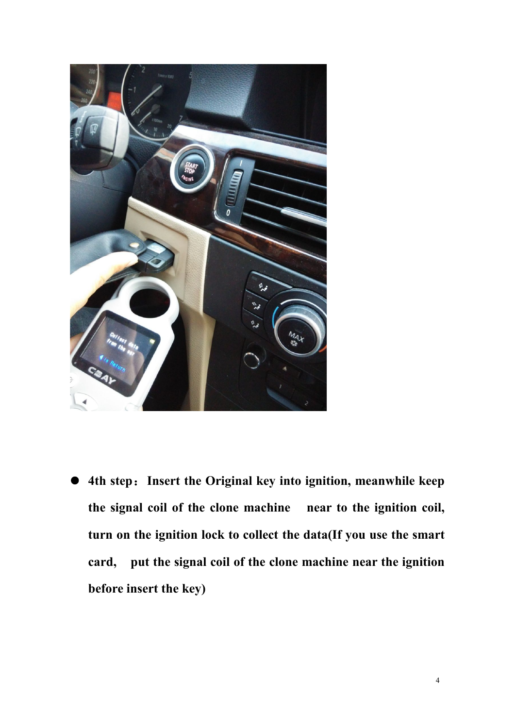- **4th step：Insert the Original key into ignition, meanwhile keep the signal coil of the clone machine near to the ignition coil, turn on the ignition lock to collect the data(If you use the smart card, put the signal coil of the clone machine near the ignition before insert the key)**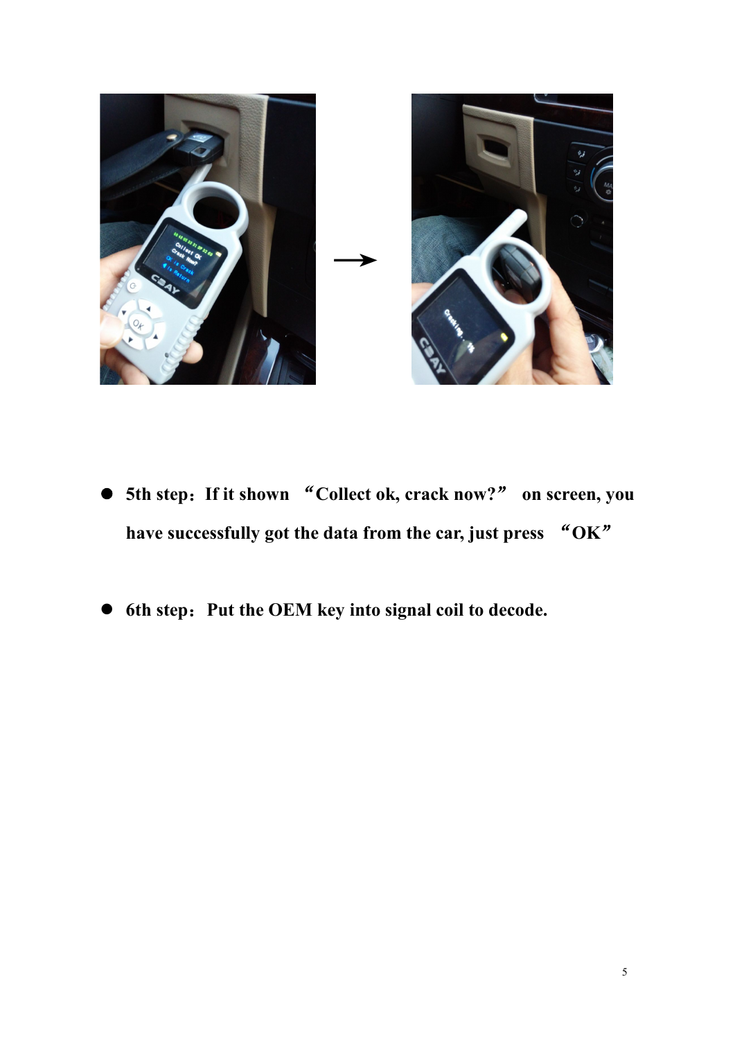- **5th step：If it shown “Collect ok, crack now?” on screen, you have successfully got the data from the car, just press “OK”**

- **6th step：Put the OEM key into signal coil to decode.**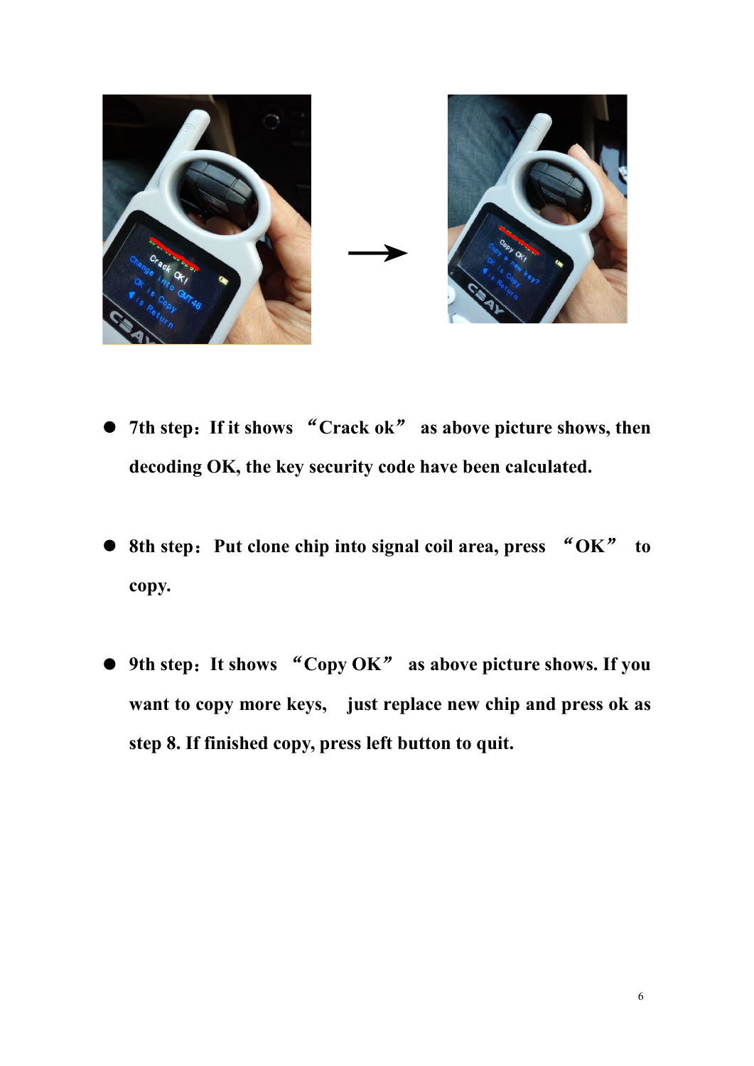- **7th step：If it shows “Crack ok” as above picture shows, then decoding OK, the key security code have been calculated.**

- **8th step：Put clone chip into signal coil area, press “OK” to copy.**

- **9th step：It shows “Copy OK” as above picture shows. If you want to copy more keys, just replace new chip and press ok as step 8. If finished copy, press left button to quit.**